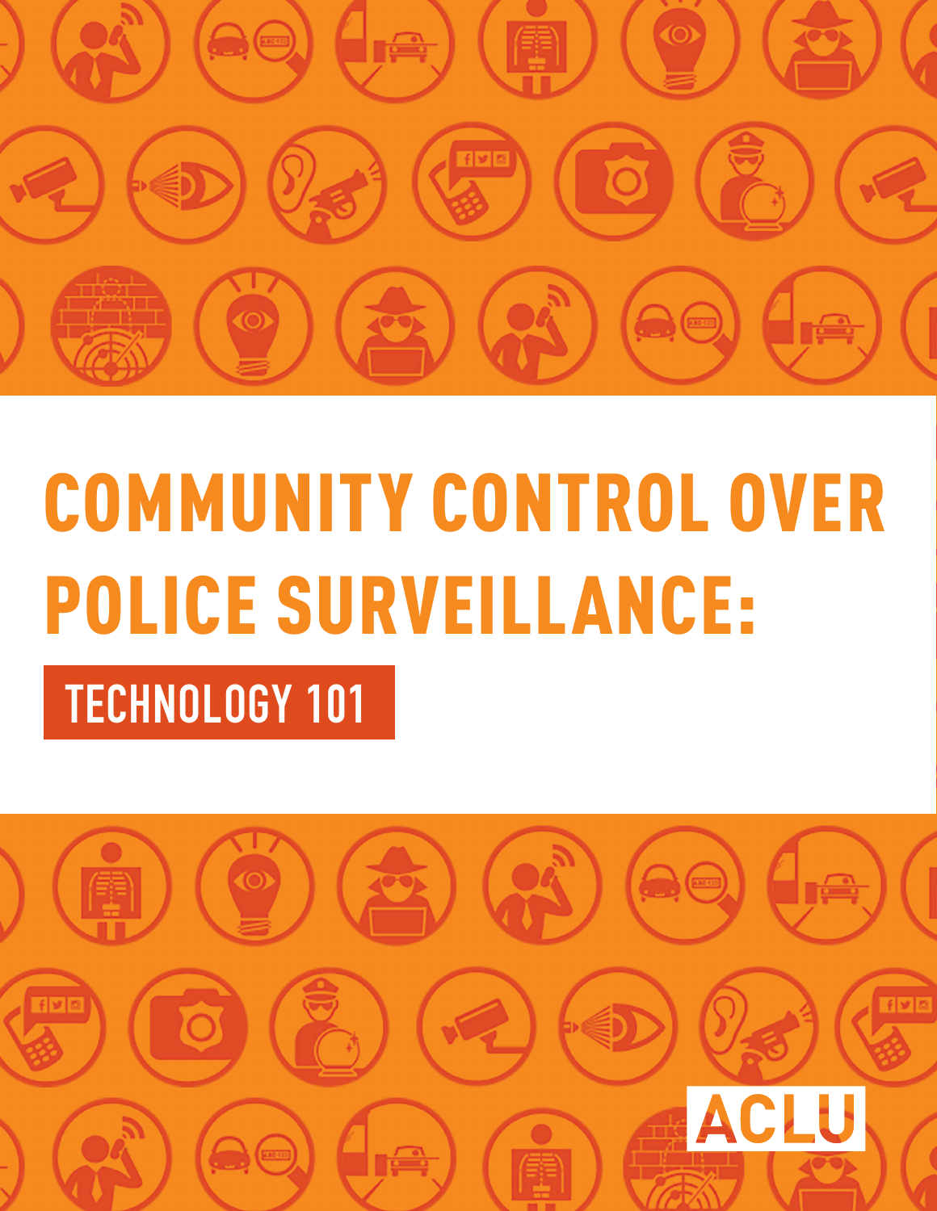# COMMUNITY CONTROL OVER POLICE SURVEILLANCE:

## TECHNOLOGY 101

ACLU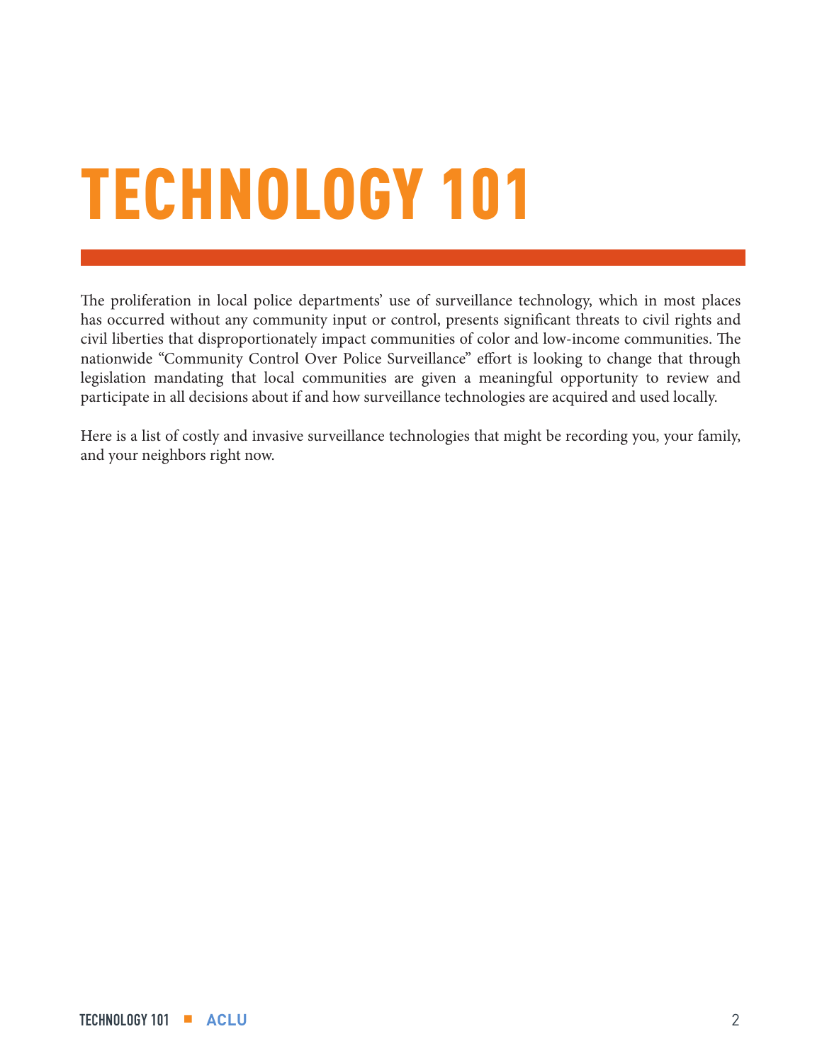# TECHNOLOGY 101

The proliferation in local police departments' use of surveillance technology, which in most places has occurred without any community input or control, presents significant threats to civil rights and civil liberties that disproportionately impact communities of color and low-income communities. The nationwide "Community Control Over Police Surveillance" effort is looking to change that through legislation mandating that local communities are given a meaningful opportunity to review and participate in all decisions about if and how surveillance technologies are acquired and used locally.

Here is a list of costly and invasive surveillance technologies that might be recording you, your family, and your neighbors right now.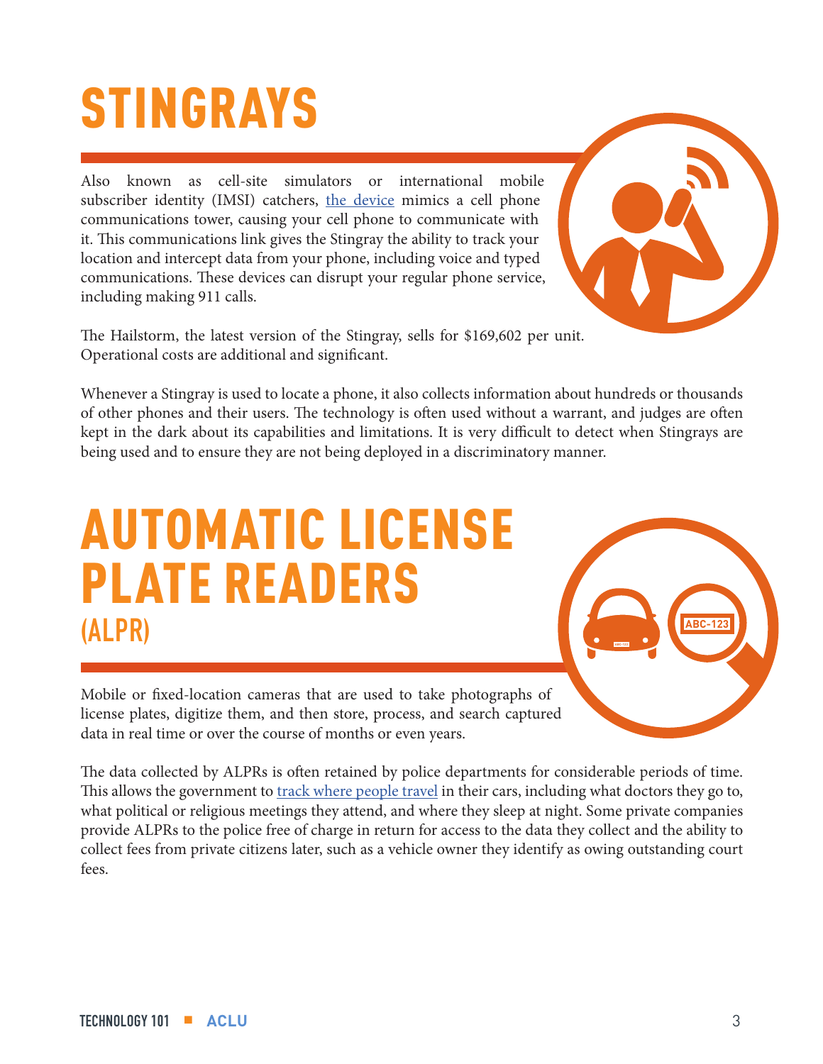# STINGRAYS

Also known as cell-site simulators or international mobile subscriber identity (IMSI) catchers, the device mimics a cell phone communications tower, causing your cell phone to communicate with it. This communications link gives the Stingray the ability to track your location and intercept data from your phone, including voice and typed communications. These devices can disrupt your regular phone service, including making 911 calls.

The Hailstorm, the latest version of the Stingray, sells for $169,602 per unit. Operational costs are additional and significant.

Whenever a Stingray is used to locate a phone, it also collects information about hundreds or thousands of other phones and their users. The technology is often used without a warrant, and judges are often kept in the dark about its capabilities and limitations. It is very difficult to detect when Stingrays are being used and to ensure they are not being deployed in a discriminatory manner.

# AUTOMATIC LICENSE PLATE READERS

## (ALPR)

Mobile or fixed-location cameras that are used to take photographs of license plates, digitize them, and then store, process, and search captured data in real time or over the course of months or even years.

The data collected by ALPRs is often retained by police departments for considerable periods of time. This allows the government to track where people travel in their cars, including what doctors they go to, what political or religious meetings they attend, and where they sleep at night. Some private companies provide ALPRs to the police free of charge in return for access to the data they collect and the ability to collect fees from private citizens later, such as a vehicle owner they identify as owing outstanding court fees.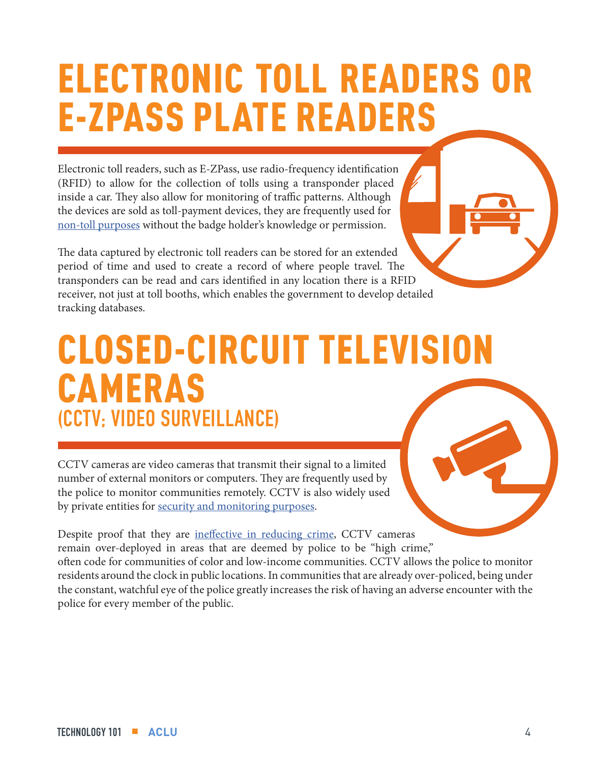# ELECTRONIC TOLL READERS OR E-ZPASS PLATE READERS

Electronic toll readers, such as E-ZPass, use radio-frequency identification (RFID) to allow for the collection of tolls using a transponder placed inside a car. They also allow for monitoring of traffic patterns. Although the devices are sold as toll-payment devices, they are frequently used for non-toll purposes without the badge holder's knowledge or permission.

The data captured by electronic toll readers can be stored for an extended period of time and used to create a record of where people travel. The transponders can be read and cars identified in any location there is a RFID receiver, not just at toll booths, which enables the government to develop detailed tracking databases.

# CLOSED-CIRCUIT TELEVISION CAMERAS

## (CCTV; VIDEO SURVEILLANCE)

CCTV cameras are video cameras that transmit their signal to a limited number of external monitors or computers. They are frequently used by the police to monitor communities remotely. CCTV is also widely used by private entities for security and monitoring purposes.

Despite proof that they are ineffective in reducing crime, CCTV cameras remain over-deployed in areas that are deemed by police to be "high crime," often code for communities of color and low-income communities. CCTV allows the police to monitor residents around the clock in public locations. In communities that are already over-policed, being under the constant, watchful eye of the police greatly increases the risk of having an adverse encounter with the police for every member of the public.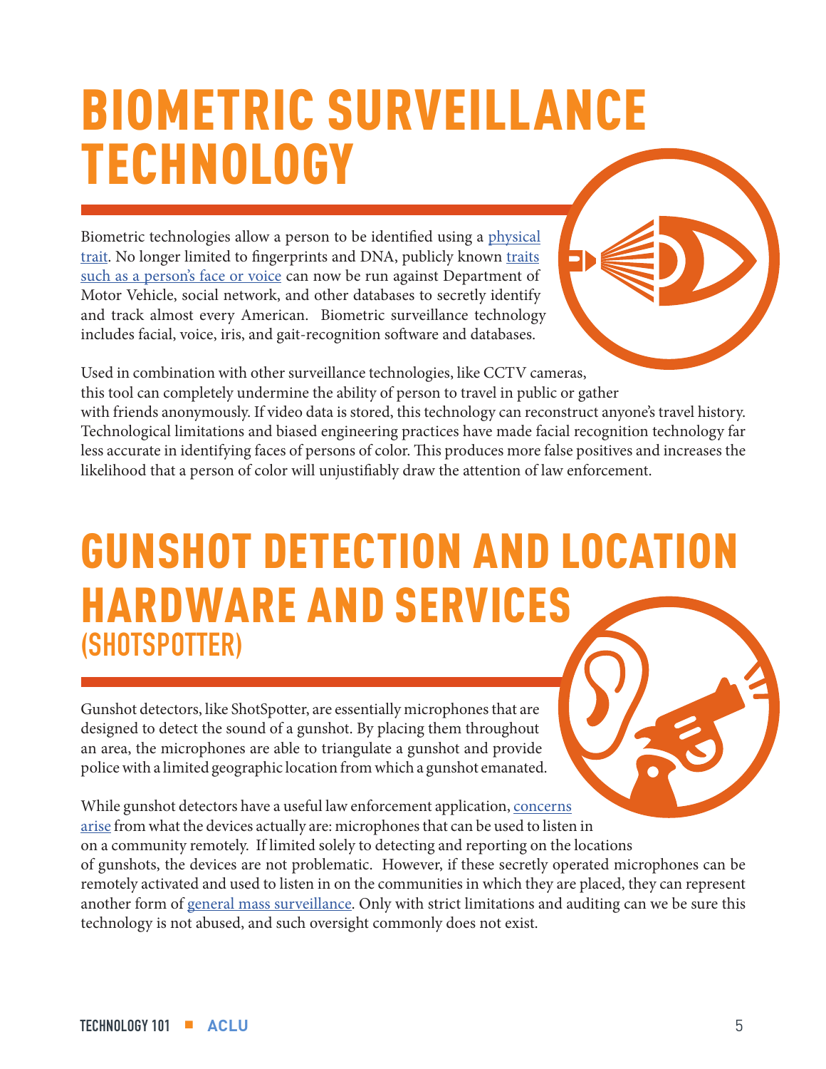# BIOMETRIC SURVEILLANCE TECHNOLOGY

Biometric technologies allow a person to be identified using a physical trait. No longer limited to fingerprints and DNA, publicly known traits such as a person's face or voice can now be run against Department of Motor Vehicle, social network, and other databases to secretly identify and track almost every American. Biometric surveillance technology includes facial, voice, iris, and gait-recognition software and databases.

Used in combination with other surveillance technologies, like CCTV cameras, this tool can completely undermine the ability of person to travel in public or gather with friends anonymously. If video data is stored, this technology can reconstruct anyone's travel history. Technological limitations and biased engineering practices have made facial recognition technology far less accurate in identifying faces of persons of color. This produces more false positives and increases the likelihood that a person of color will unjustifiably draw the attention of law enforcement.

# GUNSHOT DETECTION AND LOCATION HARDWARE AND SERVICES

## (SHOTSPOTTER)

Gunshot detectors, like ShotSpotter, are essentially microphones that are designed to detect the sound of a gunshot. By placing them throughout an area, the microphones are able to triangulate a gunshot and provide police with a limited geographic location from which a gunshot emanated.

While gunshot detectors have a useful law enforcement application, concerns arise from what the devices actually are: microphones that can be used to listen in on a community remotely. If limited solely to detecting and reporting on the locations of gunshots, the devices are not problematic. However, if these secretly operated microphones can be remotely activated and used to listen in on the communities in which they are placed, they can represent another form of general mass surveillance. Only with strict limitations and auditing can we be sure this technology is not abused, and such oversight commonly does not exist.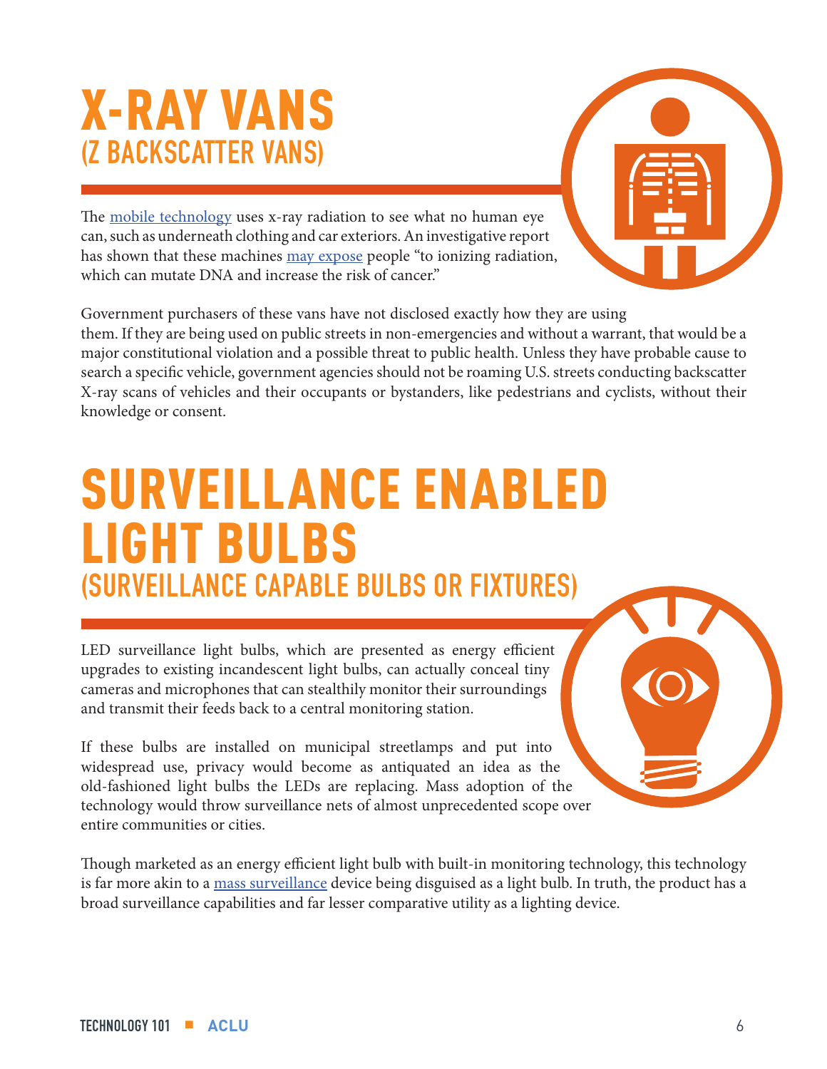# X-RAY VANS

## (Z BACKSCATTER VANS)

The mobile technology uses x-ray radiation to see what no human eye can, such as underneath clothing and car exteriors. An investigative report has shown that these machines may expose people "to ionizing radiation, which can mutate DNA and increase the risk of cancer."

Government purchasers of these vans have not disclosed exactly how they are using them. If they are being used on public streets in non-emergencies and without a warrant, that would be a major constitutional violation and a possible threat to public health. Unless they have probable cause to search a specific vehicle, government agencies should not be roaming U.S. streets conducting backscatter X-ray scans of vehicles and their occupants or bystanders, like pedestrians and cyclists, without their knowledge or consent.

# SURVEILLANCE ENABLED LIGHT BULBS

## (SURVEILLANCE CAPABLE BULBS OR FIXTURES)

LED surveillance light bulbs, which are presented as energy efficient upgrades to existing incandescent light bulbs, can actually conceal tiny cameras and microphones that can stealthily monitor their surroundings and transmit their feeds back to a central monitoring station.

If these bulbs are installed on municipal streetlamps and put into widespread use, privacy would become as antiquated an idea as the old-fashioned light bulbs the LEDs are replacing. Mass adoption of the technology would throw surveillance nets of almost unprecedented scope over entire communities or cities.

Though marketed as an energy efficient light bulb with built-in monitoring technology, this technology is far more akin to a mass surveillance device being disguised as a light bulb. In truth, the product has a broad surveillance capabilities and far lesser comparative utility as a lighting device.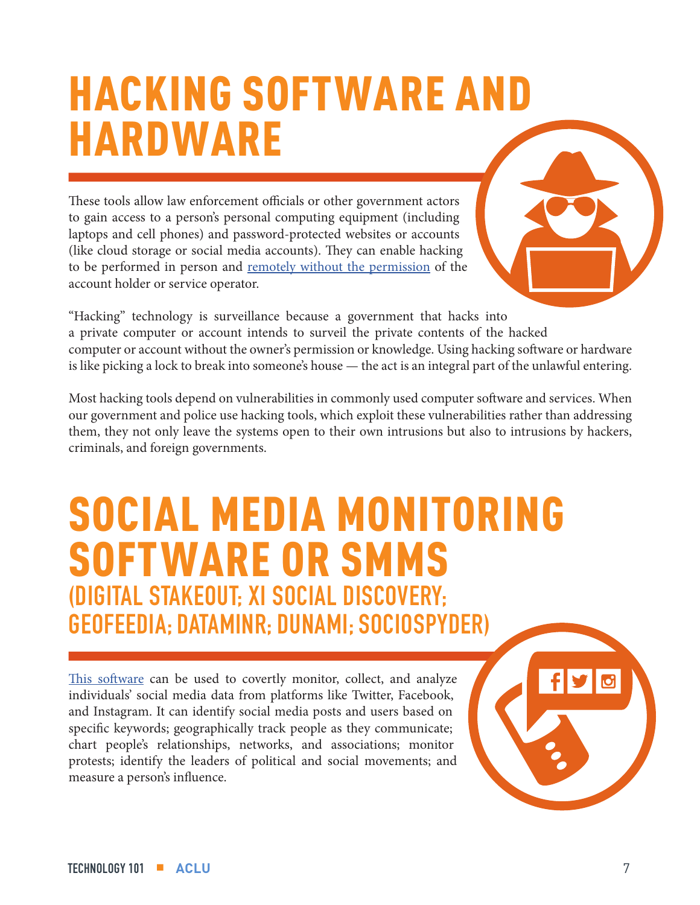# HACKING SOFTWARE AND HARDWARE

These tools allow law enforcement officials or other government actors to gain access to a person's personal computing equipment (including laptops and cell phones) and password-protected websites or accounts (like cloud storage or social media accounts). They can enable hacking to be performed in person and remotely without the permission of the account holder or service operator.

"Hacking" technology is surveillance because a government that hacks into a private computer or account intends to surveil the private contents of the hacked computer or account without the owner's permission or knowledge. Using hacking software or hardware is like picking a lock to break into someone's house — the act is an integral part of the unlawful entering.

Most hacking tools depend on vulnerabilities in commonly used computer software and services. When our government and police use hacking tools, which exploit these vulnerabilities rather than addressing them, they not only leave the systems open to their own intrusions but also to intrusions by hackers, criminals, and foreign governments.

# SOCIAL MEDIA MONITORING SOFTWARE OR SMMS

## (DIGITAL STAKEOUT; XI SOCIAL DISCOVERY; GEOFEEDIA; DATAMINR; DUNAMI; SOCIOSPYDER)

This software can be used to covertly monitor, collect, and analyze individuals' social media data from platforms like Twitter, Facebook, and Instagram. It can identify social media posts and users based on specific keywords; geographically track people as they communicate; chart people's relationships, networks, and associations; monitor protests; identify the leaders of political and social movements; and measure a person's influence.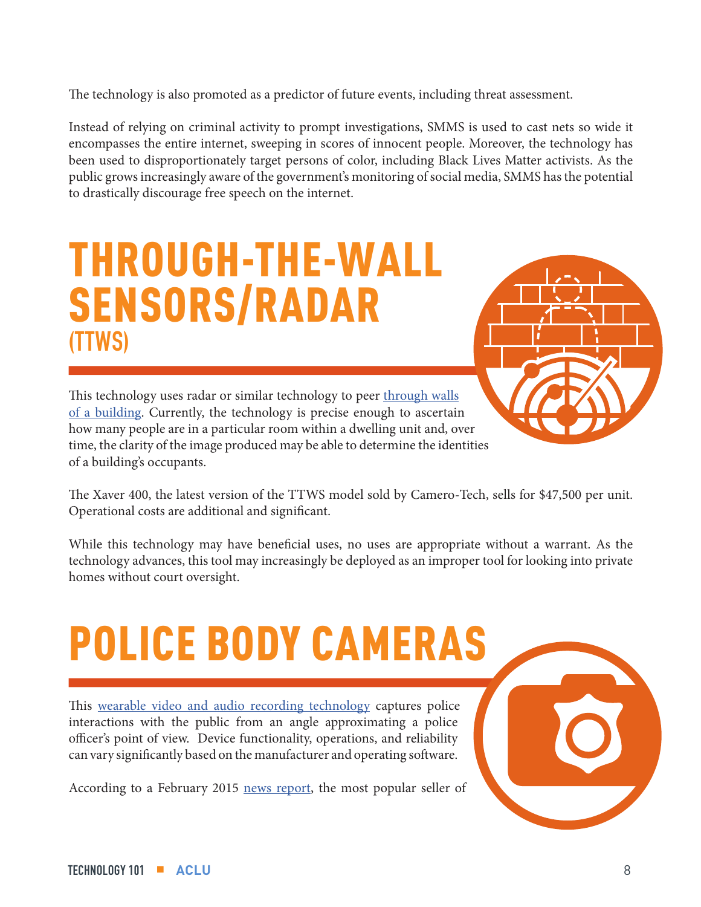The technology is also promoted as a predictor of future events, including threat assessment.

Instead of relying on criminal activity to prompt investigations, SMMS is used to cast nets so wide it encompasses the entire internet, sweeping in scores of innocent people. Moreover, the technology has been used to disproportionately target persons of color, including Black Lives Matter activists. As the public grows increasingly aware of the government's monitoring of social media, SMMS has the potential to drastically discourage free speech on the internet.

# THROUGH-THE-WALL SENSORS/RADAR (TTWS)

This technology uses radar or similar technology to peer through walls of a building. Currently, the technology is precise enough to ascertain how many people are in a particular room within a dwelling unit and, over time, the clarity of the image produced may be able to determine the identities of a building's occupants.

The Xaver 400, the latest version of the TTWS model sold by Camero-Tech, sells for $47,500 per unit. Operational costs are additional and significant.

While this technology may have beneficial uses, no uses are appropriate without a warrant. As the technology advances, this tool may increasingly be deployed as an improper tool for looking into private homes without court oversight.

# POLICE BODY CAMERAS

This wearable video and audio recording technology captures police interactions with the public from an angle approximating a police officer's point of view. Device functionality, operations, and reliability can vary significantly based on the manufacturer and operating software.

According to a February 2015 news report, the most popular seller of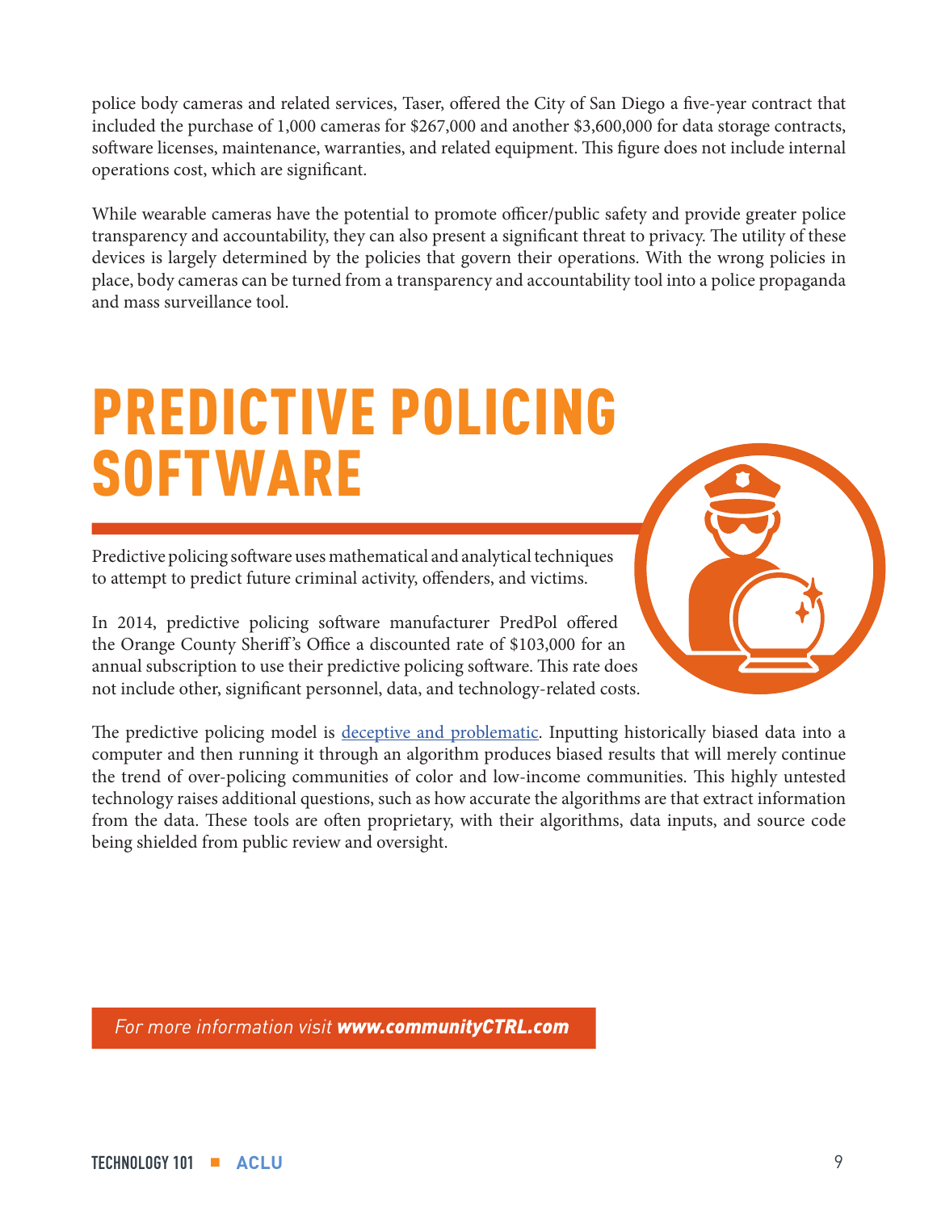police body cameras and related services, Taser, offered the City of San Diego a five-year contract that included the purchase of 1,000 cameras for $267,000 and another $3,600,000 for data storage contracts, software licenses, maintenance, warranties, and related equipment. This figure does not include internal operations cost, which are significant.

While wearable cameras have the potential to promote officer/public safety and provide greater police transparency and accountability, they can also present a significant threat to privacy. The utility of these devices is largely determined by the policies that govern their operations. With the wrong policies in place, body cameras can be turned from a transparency and accountability tool into a police propaganda and mass surveillance tool.

# PREDICTIVE POLICING SOFTWARE

Predictive policing software uses mathematical and analytical techniques to attempt to predict future criminal activity, offenders, and victims.

In 2014, predictive policing software manufacturer PredPol offered the Orange County Sheriff's Office a discounted rate of $103,000 for an annual subscription to use their predictive policing software. This rate does not include other, significant personnel, data, and technology-related costs.

The predictive policing model is deceptive and problematic. Inputting historically biased data into a computer and then running it through an algorithm produces biased results that will merely continue the trend of over-policing communities of color and low-income communities. This highly untested technology raises additional questions, such as how accurate the algorithms are that extract information from the data. These tools are often proprietary, with their algorithms, data inputs, and source code being shielded from public review and oversight.

*For more information visit **www.communityCTRL.com***